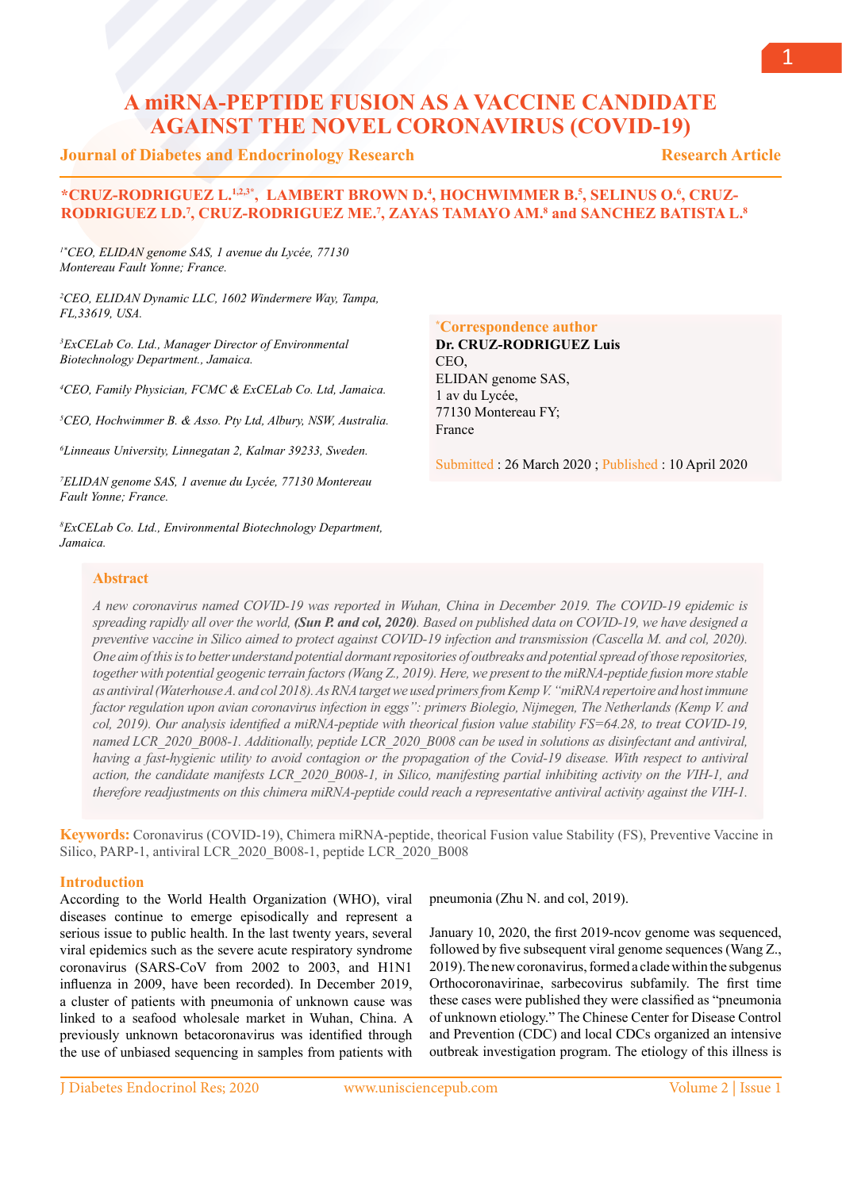# A miRNA-PEPTIDE FUSION AS A VACCINE CANDIDATE AGAINST THE NOVEL CORONAVIRUS (COVID-19)

**Journal of Diabetes and Endocrinology Research** — **Research Article**

**\*CRUZ-RODRIGUEZ L.[1,2,3\*], LAMBERT BROWN D.[4], HOCHWIMMER B.[5], SELINUS O.[6], CRUZ-RODRIGUEZ LD.[7], CRUZ-RODRIGUEZ ME.[7], ZAYAS TAMAYO AM.[8] and SANCHEZ BATISTA L.[8]**

*[1\*]CEO, ELIDAN genome SAS, 1 avenue du Lycée, 77130 Montereau Fault Yonne; France.*

*[2]CEO, ELIDAN Dynamic LLC, 1602 Windermere Way, Tampa, FL,33619, USA.*

*[3]ExCELab Co. Ltd., Manager Director of Environmental Biotechnology Department., Jamaica.*

*[4]CEO, Family Physician, FCMC & ExCELab Co. Ltd, Jamaica.*

*[5]CEO, Hochwimmer B. & Asso. Pty Ltd, Albury, NSW, Australia.*

*[6]Linneaus University, Linnegatan 2, Kalmar 39233, Sweden.*

*[7]ELIDAN genome SAS, 1 avenue du Lycée, 77130 Montereau Fault Yonne; France.*

*[8]ExCELab Co. Ltd., Environmental Biotechnology Department, Jamaica.*

**\*Correspondence author**
**Dr. CRUZ-RODRIGUEZ Luis**
CEO,
ELIDAN genome SAS,
1 av du Lycée,
77130 Montereau FY;
France

Submitted : 26 March 2020 ; Published : 10 April 2020

## Abstract

*A new coronavirus named COVID-19 was reported in Wuhan, China in December 2019. The COVID-19 epidemic is spreading rapidly all over the world, **(Sun P. and col, 2020)**. Based on published data on COVID-19, we have designed a preventive vaccine in Silico aimed to protect against COVID-19 infection and transmission (Cascella M. and col, 2020). One aim of this is to better understand potential dormant repositories of outbreaks and potential spread of those repositories, together with potential geogenic terrain factors (Wang Z., 2019). Here, we present to the miRNA-peptide fusion more stable as antiviral (Waterhouse A. and col 2018). As RNA target we used primers from Kemp V. "miRNA repertoire and host immune factor regulation upon avian coronavirus infection in eggs": primers Biolegio, Nijmegen, The Netherlands (Kemp V. and col, 2019). Our analysis identified a miRNA-peptide with theorical fusion value stability FS=64.28, to treat COVID-19, named LCR_2020_B008-1. Additionally, peptide LCR_2020_B008 can be used in solutions as disinfectant and antiviral, having a fast-hygienic utility to avoid contagion or the propagation of the Covid-19 disease. With respect to antiviral action, the candidate manifests LCR_2020_B008-1, in Silico, manifesting partial inhibiting activity on the VIH-1, and therefore readjustments on this chimera miRNA-peptide could reach a representative antiviral activity against the VIH-1.*

**Keywords:** Coronavirus (COVID-19), Chimera miRNA-peptide, theorical Fusion value Stability (FS), Preventive Vaccine in Silico, PARP-1, antiviral LCR_2020_B008-1, peptide LCR_2020_B008

## Introduction

According to the World Health Organization (WHO), viral diseases continue to emerge episodically and represent a serious issue to public health. In the last twenty years, several viral epidemics such as the severe acute respiratory syndrome coronavirus (SARS-CoV from 2002 to 2003, and H1N1 influenza in 2009, have been recorded). In December 2019, a cluster of patients with pneumonia of unknown cause was linked to a seafood wholesale market in Wuhan, China. A previously unknown betacoronavirus was identified through the use of unbiased sequencing in samples from patients with pneumonia (Zhu N. and col, 2019).

January 10, 2020, the first 2019-ncov genome was sequenced, followed by five subsequent viral genome sequences (Wang Z., 2019). The new coronavirus, formed a clade within the subgenus Orthocoronavirinae, sarbecovirus subfamily. The first time these cases were published they were classified as "pneumonia of unknown etiology." The Chinese Center for Disease Control and Prevention (CDC) and local CDCs organized an intensive outbreak investigation program. The etiology of this illness is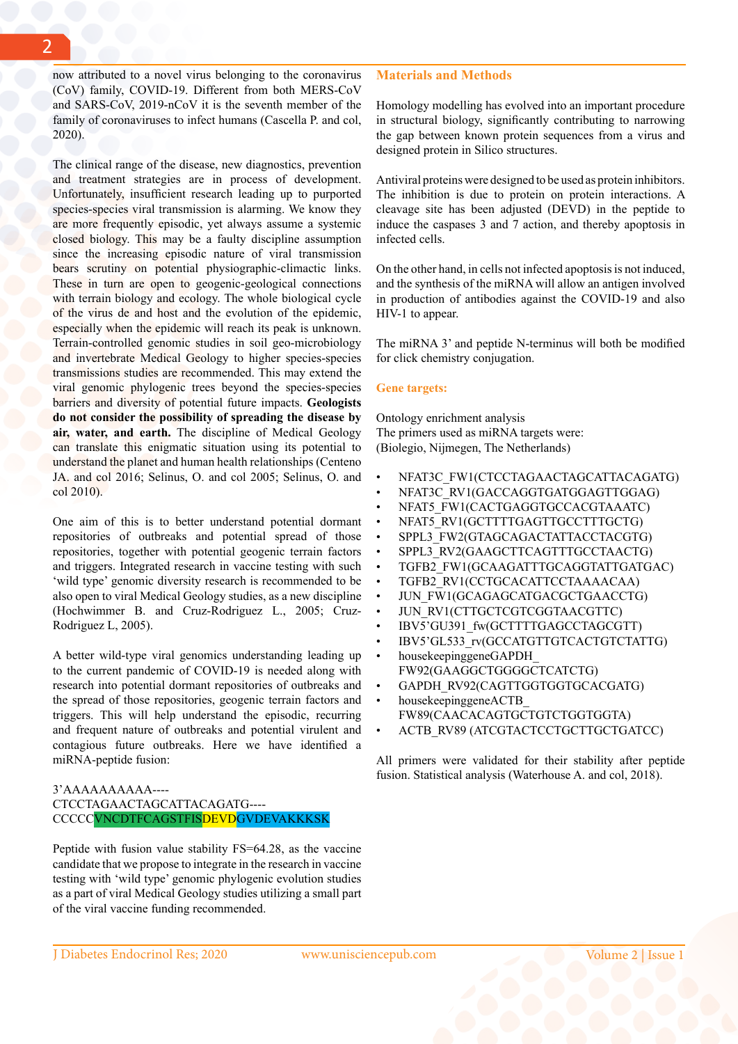now attributed to a novel virus belonging to the coronavirus (CoV) family, COVID-19. Different from both MERS-CoV and SARS-CoV, 2019-nCoV it is the seventh member of the family of coronaviruses to infect humans (Cascella P. and col, 2020).

The clinical range of the disease, new diagnostics, prevention and treatment strategies are in process of development. Unfortunately, insufficient research leading up to purported species-species viral transmission is alarming. We know they are more frequently episodic, yet always assume a systemic closed biology. This may be a faulty discipline assumption since the increasing episodic nature of viral transmission bears scrutiny on potential physiographic-climactic links. These in turn are open to geogenic-geological connections with terrain biology and ecology. The whole biological cycle of the virus de and host and the evolution of the epidemic, especially when the epidemic will reach its peak is unknown. Terrain-controlled genomic studies in soil geo-microbiology and invertebrate Medical Geology to higher species-species transmissions studies are recommended. This may extend the viral genomic phylogenic trees beyond the species-species barriers and diversity of potential future impacts. **Geologists do not consider the possibility of spreading the disease by air, water, and earth.** The discipline of Medical Geology can translate this enigmatic situation using its potential to understand the planet and human health relationships (Centeno JA. and col 2016; Selinus, O. and col 2005; Selinus, O. and col 2010).

One aim of this is to better understand potential dormant repositories of outbreaks and potential spread of those repositories, together with potential geogenic terrain factors and triggers. Integrated research in vaccine testing with such 'wild type' genomic diversity research is recommended to be also open to viral Medical Geology studies, as a new discipline (Hochwimmer B. and Cruz-Rodriguez L., 2005; Cruz-Rodriguez L, 2005).

A better wild-type viral genomics understanding leading up to the current pandemic of COVID-19 is needed along with research into potential dormant repositories of outbreaks and the spread of those repositories, geogenic terrain factors and triggers. This will help understand the episodic, recurring and frequent nature of outbreaks and potential virulent and contagious future outbreaks. Here we have identified a miRNA-peptide fusion:

3'AAAAAAAAAA----
CTCCTAGAACTAGCATTACAGATG----
CCCCCVNCDTFCAGSTFISDEVDGVDEVAKKKSK

Peptide with fusion value stability FS=64.28, as the vaccine candidate that we propose to integrate in the research in vaccine testing with 'wild type' genomic phylogenic evolution studies as a part of viral Medical Geology studies utilizing a small part of the viral vaccine funding recommended.

## Materials and Methods

Homology modelling has evolved into an important procedure in structural biology, significantly contributing to narrowing the gap between known protein sequences from a virus and designed protein in Silico structures.

Antiviral proteins were designed to be used as protein inhibitors. The inhibition is due to protein on protein interactions. A cleavage site has been adjusted (DEVD) in the peptide to induce the caspases 3 and 7 action, and thereby apoptosis in infected cells.

On the other hand, in cells not infected apoptosis is not induced, and the synthesis of the miRNA will allow an antigen involved in production of antibodies against the COVID-19 and also HIV-1 to appear.

The miRNA 3' and peptide N-terminus will both be modified for click chemistry conjugation.

### Gene targets:

Ontology enrichment analysis
The primers used as miRNA targets were:
(Biolegio, Nijmegen, The Netherlands)

- NFAT3C_FW1(CTCCTAGAACTAGCATTACAGATG)
- NFAT3C_RV1(GACCAGGTGATGGAGTTGGAG)
- NFAT5_FW1(CACTGAGGTGCCACGTAAATC)
- NFAT5_RV1(GCTTTTGAGTTGCCTTTGCTG)
- SPPL3_FW2(GTAGCAGACTATTACCTACGTG)
- SPPL3_RV2(GAAGCTTCAGTTTGCCTAACTG)
- TGFB2_FW1(GCAAGATTTGCAGGTATTGATGAC)
- TGFB2_RV1(CCTGCACATTCCTAAAACAA)
- JUN_FW1(GCAGAGCATGACGCTGAACCTG)
- JUN_RV1(CTTGCTCGTCGGTAACGTTC)
- IBV5'GU391_fw(GCTTTTGAGCCTAGCGTT)
- IBV5'GL533_rv(GCCATGTTGTCACTGTCTATTG)
- housekeepinggeneGAPDH_FW92(GAAGGCTGGGGCTCATCTG)
- GAPDH_RV92(CAGTTGGTGGTGCACGATG)
- housekeepinggeneACTB_FW89(CAACACAGTGCTGTCTGGTGGTA)
- ACTB_RV89 (ATCGTACTCCTGCTTGCTGATCC)

All primers were validated for their stability after peptide fusion. Statistical analysis (Waterhouse A. and col, 2018).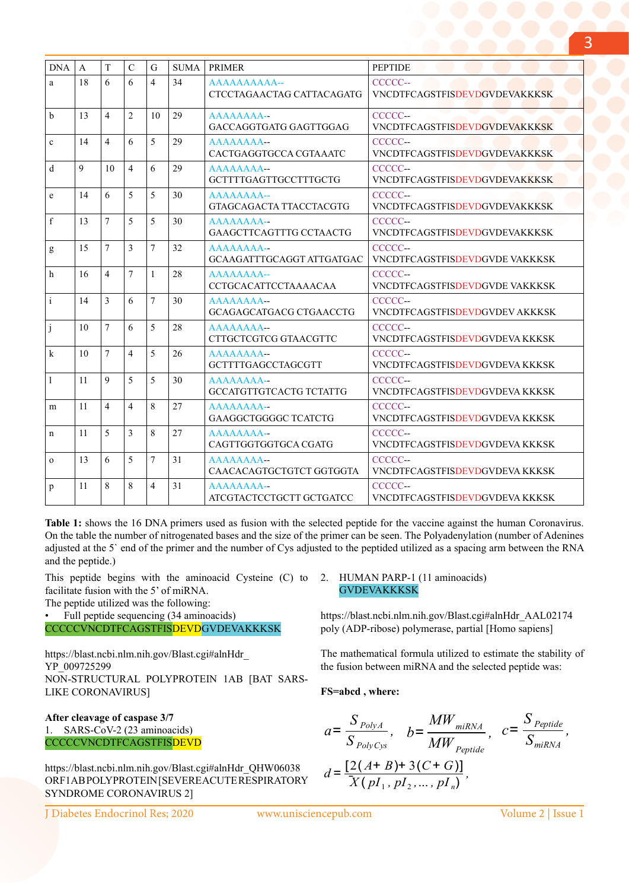| DNA | A | T | C | G | SUMA | PRIMER | PEPTIDE |
|---|---|---|---|---|---|---|---|
| a | 18 | 6 | 6 | 4 | 34 | AAAAAAAAAA-- CTCCTAGAACTAG CATTACAGATG | CCCCC-- VNCDTFCAGSTFISDEVDGVDEVAKKKSK |
| b | 13 | 4 | 2 | 10 | 29 | AAAAAAAA-- GACCAGGTGATG GAGTTGGAG | CCCCC-- VNCDTFCAGSTFISDEVDGVDEVAKKKSK |
| c | 14 | 4 | 6 | 5 | 29 | AAAAAAAA-- CACTGAGGTGCCA CGTAAATC | CCCCC-- VNCDTFCAGSTFISDEVDGVDEVAKKKSK |
| d | 9 | 10 | 4 | 6 | 29 | AAAAAAAA-- GCTTTTGAGTTGCCTTTGCTG | CCCCC-- VNCDTFCAGSTFISDEVDGVDEVAKKKSK |
| e | 14 | 6 | 5 | 5 | 30 | AAAAAAAA-- GTAGCAGACTA TTACCTACGTG | CCCCC-- VNCDTFCAGSTFISDEVDGVDEVAKKKSK |
| f | 13 | 7 | 5 | 5 | 30 | AAAAAAAA-- GAAGCTTCAGTTTG CCTAACTG | CCCCC-- VNCDTFCAGSTFISDEVDGVDEVAKKKSK |
| g | 15 | 7 | 3 | 7 | 32 | AAAAAAAA-- GCAAGATTTGCAGGT ATTGATGAC | CCCCC-- VNCDTFCAGSTFISDEVDGVDE VAKKKSK |
| h | 16 | 4 | 7 | 1 | 28 | AAAAAAAA-- CCTGCACATTCCTAAAACAA | CCCCC-- VNCDTFCAGSTFISDEVDGVDE VAKKKSK |
| i | 14 | 3 | 6 | 7 | 30 | AAAAAAAA-- GCAGAGCATGACG CTGAACCTG | CCCCC-- VNCDTFCAGSTFISDEVDGVDEV AKKKSK |
| j | 10 | 7 | 6 | 5 | 28 | AAAAAAAA-- CTTGCTCGTCG GTAACGTTC | CCCCC-- VNCDTFCAGSTFISDEVDGVDEVA KKKSK |
| k | 10 | 7 | 4 | 5 | 26 | AAAAAAAA-- GCTTTTGAGCCTAGCGTT | CCCCC-- VNCDTFCAGSTFISDEVDGVDEVA KKKSK |
| l | 11 | 9 | 5 | 5 | 30 | AAAAAAAA-- GCCATGTTGTCACTG TCTATTG | CCCCC-- VNCDTFCAGSTFISDEVDGVDEVA KKKSK |
| m | 11 | 4 | 4 | 8 | 27 | AAAAAAAA-- GAAGGCTGGGGC TCATCTG | CCCCC-- VNCDTFCAGSTFISDEVDGVDEVA KKKSK |
| n | 11 | 5 | 3 | 8 | 27 | AAAAAAAA-- CAGTTGGTGGTGCA CGATG | CCCCC-- VNCDTFCAGSTFISDEVDGVDEVA KKKSK |
| o | 13 | 6 | 5 | 7 | 31 | AAAAAAAA-- CAACACAGTGCTGTCT GGTGGTA | CCCCC-- VNCDTFCAGSTFISDEVDGVDEVA KKKSK |
| p | 11 | 8 | 8 | 4 | 31 | AAAAAAAA-- ATCGTACTCCTGCTT GCTGATCC | CCCCC-- VNCDTFCAGSTFISDEVDGVDEVA KKKSK |

**Table 1:** shows the 16 DNA primers used as fusion with the selected peptide for the vaccine against the human Coronavirus. On the table the number of nitrogenated bases and the size of the primer can be seen. The Polyadenylation (number of Adenines adjusted at the 5` end of the primer and the number of Cys adjusted to the peptided utilized as a spacing arm between the RNA and the peptide.)

This peptide begins with the aminoacid Cysteine (C) to facilitate fusion with the 5' of miRNA.

The peptide utilized was the following:

- Full peptide sequencing (34 aminoacids)

CCCCCVNCDTFCAGSTFISDEVDGVDEVAKKKSK

https://blast.ncbi.nlm.nih.gov/Blast.cgi#alnHdr_YP_009725299

NON-STRUCTURAL POLYPROTEIN 1AB [BAT SARS-LIKE CORONAVIRUS]

**After cleavage of caspase 3/7**

1. SARS-CoV-2 (23 aminoacids)

CCCCCVNCDTFCAGSTFISDEVD

https://blast.ncbi.nlm.nih.gov/Blast.cgi#alnHdr_QHW06038

ORF1AB POLYPROTEIN [SEVERE ACUTE RESPIRATORY SYNDROME CORONAVIRUS 2]

2. HUMAN PARP-1 (11 aminoacids)

GVDEVAKKKSK

https://blast.ncbi.nlm.nih.gov/Blast.cgi#alnHdr_AAL02174

poly (ADP-ribose) polymerase, partial [Homo sapiens]

The mathematical formula utilized to estimate the stability of the fusion between miRNA and the selected peptide was:

**FS=abcd , where:**

$$a = \frac{S_{PolyA}}{S_{PolyCys}}, \quad b = \frac{MW_{miRNA}}{MW_{Peptide}}, \quad c = \frac{S_{Peptide}}{S_{miRNA}},$$

$$d = \frac{[2(A+B)+3(C+G)]}{\bar{X}(pI_1, pI_2, \ldots, pI_n)},$$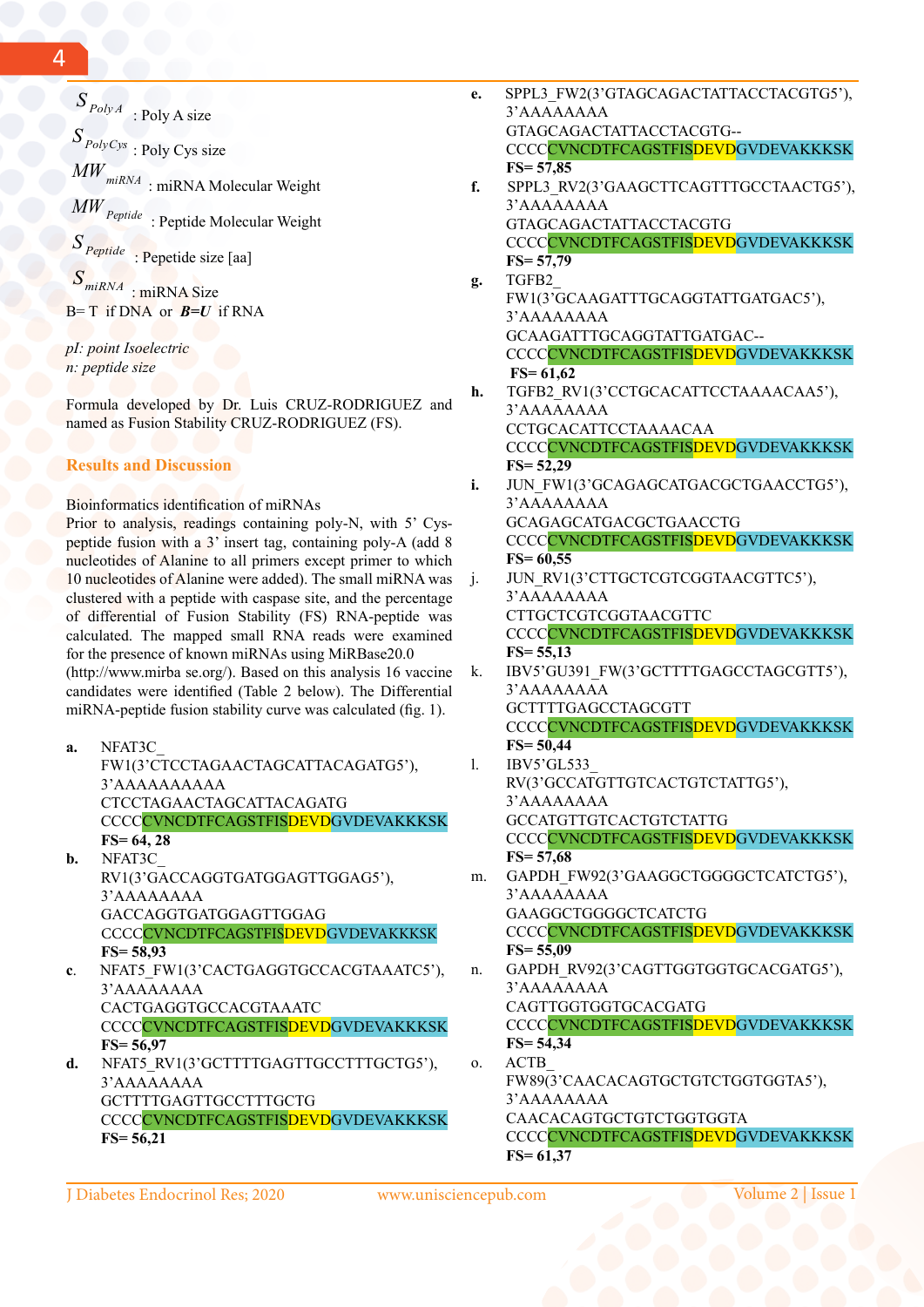$S_{PolyA}$ : Poly A size

$S_{PolyCys}$ : Poly Cys size

$MW_{miRNA}$ : miRNA Molecular Weight

$MW_{Peptide}$ : Peptide Molecular Weight

$S_{Peptide}$ : Pepetide size [aa]

$S_{miRNA}$ : miRNA Size

B= T if DNA or ***B=U*** if RNA

*pI: point Isoelectric*
*n: peptide size*

Formula developed by Dr. Luis CRUZ-RODRIGUEZ and named as Fusion Stability CRUZ-RODRIGUEZ (FS).

## Results and Discussion

Bioinformatics identification of miRNAs

Prior to analysis, readings containing poly-N, with 5' Cys-peptide fusion with a 3' insert tag, containing poly-A (add 8 nucleotides of Alanine to all primers except primer to which 10 nucleotides of Alanine were added). The small miRNA was clustered with a peptide with caspase site, and the percentage of differential of Fusion Stability (FS) RNA-peptide was calculated. The mapped small RNA reads were examined for the presence of known miRNAs using MiRBase20.0 (http://www.mirba se.org/). Based on this analysis 16 vaccine candidates were identified (Table 2 below). The Differential miRNA-peptide fusion stability curve was calculated (fig. 1).

**a.** NFAT3C_FW1(3'CTCCTAGAACTAGCATTACAGATG5'),
3'AAAAAAAAAA
CTCCTAGAACTAGCATTACAGATG
CCCCCVNCDTFCAGSTFISDEVDGVDEVAKKKSK
**FS= 64, 28**

**b.** NFAT3C_RV1(3'GACCAGGTGATGGAGTTGGAG5'),
3'AAAAAAAA
GACCAGGTGATGGAGTTGGAG
CCCCCVNCDTFCAGSTFISDEVDGVDEVAKKKSK
**FS= 58,93**

**c.** NFAT5_FW1(3'CACTGAGGTGCCACGTAAATC5'),
3'AAAAAAAA
CACTGAGGTGCCACGTAAATC
CCCCCVNCDTFCAGSTFISDEVDGVDEVAKKKSK
**FS= 56,97**

**d.** NFAT5_RV1(3'GCTTTTGAGTTGCCTTTGCTG5'),
3'AAAAAAAA
GCTTTTGAGTTGCCTTTGCTG
CCCCCVNCDTFCAGSTFISDEVDGVDEVAKKKSK
**FS= 56,21**

**e.** SPPL3_FW2(3'GTAGCAGACTATTACCTACGTG5'),
3'AAAAAAAA
GTAGCAGACTATTACCTACGTG--
CCCCCVNCDTFCAGSTFISDEVDGVDEVAKKKSK
**FS= 57,85**

**f.** SPPL3_RV2(3'GAAGCTTCAGTTTGCCTAACTG5'),
3'AAAAAAAA
GTAGCAGACTATTACCTACGTG
CCCCCVNCDTFCAGSTFISDEVDGVDEVAKKKSK
**FS= 57,79**

**g.** TGFB2_FW1(3'GCAAGATTTGCAGGTATTGATGAC5'),
3'AAAAAAAA
GCAAGATTTGCAGGTATTGATGAC--
CCCCCVNCDTFCAGSTFISDEVDGVDEVAKKKSK
**FS= 61,62**

**h.** TGFB2_RV1(3'CCTGCACATTCCTAAAACAA5'),
3'AAAAAAAA
CCTGCACATTCCTAAAACAA
CCCCCVNCDTFCAGSTFISDEVDGVDEVAKKKSK
**FS= 52,29**

**i.** JUN_FW1(3'GCAGAGCATGACGCTGAACCTG5'),
3'AAAAAAAA
GCAGAGCATGACGCTGAACCTG
CCCCCVNCDTFCAGSTFISDEVDGVDEVAKKKSK
**FS= 60,55**

j. JUN_RV1(3'CTTGCTCGTCGGTAACGTTC5'),
3'AAAAAAAA
CTTGCTCGTCGGTAACGTTC
CCCCCVNCDTFCAGSTFISDEVDGVDEVAKKKSK
**FS= 55,13**

k. IBV5'GU391_FW(3'GCTTTTGAGCCTAGCGTT5'),
3'AAAAAAAA
GCTTTTGAGCCTAGCGTT
CCCCCVNCDTFCAGSTFISDEVDGVDEVAKKKSK
**FS= 50,44**

l. IBV5'GL533_RV(3'GCCATGTTGTCACTGTCTATTG5'),
3'AAAAAAAA
GCCATGTTGTCACTGTCTATTG
CCCCCVNCDTFCAGSTFISDEVDGVDEVAKKKSK
**FS= 57,68**

m. GAPDH_FW92(3'GAAGGCTGGGGCTCATCTG5'),
3'AAAAAAAA
GAAGGCTGGGGCTCATCTG
CCCCCVNCDTFCAGSTFISDEVDGVDEVAKKKSK
**FS= 55,09**

n. GAPDH_RV92(3'CAGTTGGTGGTGCACGATG5'),
3'AAAAAAAA
CAGTTGGTGGTGCACGATG
CCCCCVNCDTFCAGSTFISDEVDGVDEVAKKKSK
**FS= 54,34**

o. ACTB_FW89(3'CAACACAGTGCTGTCTGGTGGTA5'),
3'AAAAAAAA
CAACACAGTGCTGTCTGGTGGTA
CCCCCVNCDTFCAGSTFISDEVDGVDEVAKKKSK
**FS= 61,37**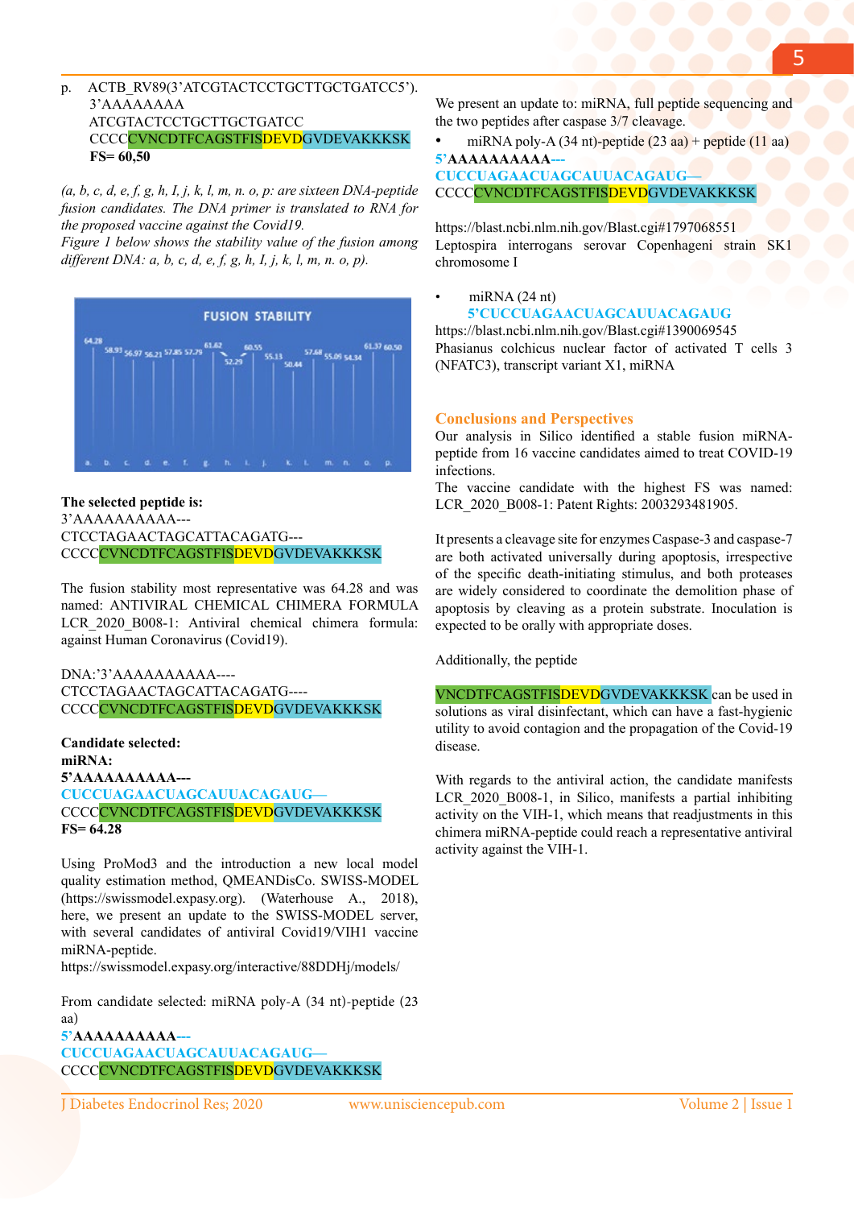p. ACTB_RV89(3'ATCGTACTCCTGCTTGCTGATCC5').
3'AAAAAAAA
ATCGTACTCCTGCTTGCTGATCC
CCCCCVNCDTFCAGSTFISDEVDGVDEVAKKKSK
**FS= 60,50**

*(a, b, c, d, e, f, g, h, I, j, k, l, m, n. o, p: are sixteen DNA-peptide fusion candidates. The DNA primer is translated to RNA for the proposed vaccine against the Covid19.*
*Figure 1 below shows the stability value of the fusion among different DNA: a, b, c, d, e, f, g, h, I, j, k, l, m, n. o, p).*

**FUSION STABILITY**

| a | b | c | d | e | f | g | h | i | j | k | l | m | n | o | p |
|---|---|---|---|---|---|---|---|---|---|---|---|---|---|---|---|
| 64.28 | 58.93 | 56.97 | 56.21 | 57.85 | 57.79 | 61.62 | 52.29 | 60.55 | 55.13 | 50.44 | 57.68 | 55.09 | 54.34 | 61.37 | 60.50 |

**The selected peptide is:**
3'AAAAAAAAAA---
CTCCTAGAACTAGCATTACAGATG---
CCCCCVNCDTFCAGSTFISDEVDGVDEVAKKKSK

The fusion stability most representative was 64.28 and was named: ANTIVIRAL CHEMICAL CHIMERA FORMULA LCR_2020_B008-1: Antiviral chemical chimera formula: against Human Coronavirus (Covid19).

DNA:'3'AAAAAAAAAA----
CTCCTAGAACTAGCATTACAGATG----
CCCCCVNCDTFCAGSTFISDEVDGVDEVAKKKSK

**Candidate selected:**
**miRNA:**
**5'AAAAAAAAAA---**
**CUCCUAGAACUAGCAUUACAGAUG—**
CCCCCVNCDTFCAGSTFISDEVDGVDEVAKKKSK
**FS= 64.28**

Using ProMod3 and the introduction a new local model quality estimation method, QMEANDisCo. SWISS-MODEL (https://swissmodel.expasy.org). (Waterhouse A., 2018), here, we present an update to the SWISS-MODEL server, with several candidates of antiviral Covid19/VIH1 vaccine miRNA-peptide.
https://swissmodel.expasy.org/interactive/88DDHj/models/

From candidate selected: miRNA poly-A (34 nt)-peptide (23 aa)
**5'AAAAAAAAAA---**
**CUCCUAGAACUAGCAUUACAGAUG—**
CCCCCVNCDTFCAGSTFISDEVDGVDEVAKKKSK

We present an update to: miRNA, full peptide sequencing and the two peptides after caspase 3/7 cleavage.

- miRNA poly-A (34 nt)-peptide (23 aa) + peptide (11 aa)
**5'AAAAAAAAAA---**
**CUCCUAGAACUAGCAUUACAGAUG—**
CCCCCVNCDTFCAGSTFISDEVDGVDEVAKKKSK

https://blast.ncbi.nlm.nih.gov/Blast.cgi#1797068551
Leptospira interrogans serovar Copenhageni strain SK1 chromosome I

- miRNA (24 nt)
**5'CUCCUAGAACUAGCAUUACAGAUG**

https://blast.ncbi.nlm.nih.gov/Blast.cgi#1390069545
Phasianus colchicus nuclear factor of activated T cells 3 (NFATC3), transcript variant X1, miRNA

## Conclusions and Perspectives

Our analysis in Silico identified a stable fusion miRNA-peptide from 16 vaccine candidates aimed to treat COVID-19 infections.
The vaccine candidate with the highest FS was named: LCR_2020_B008-1: Patent Rights: 2003293481905.

It presents a cleavage site for enzymes Caspase-3 and caspase-7 are both activated universally during apoptosis, irrespective of the specific death-initiating stimulus, and both proteases are widely considered to coordinate the demolition phase of apoptosis by cleaving as a protein substrate. Inoculation is expected to be orally with appropriate doses.

Additionally, the peptide

VNCDTFCAGSTFISDEVDGVDEVAKKKSK can be used in solutions as viral disinfectant, which can have a fast-hygienic utility to avoid contagion and the propagation of the Covid-19 disease.

With regards to the antiviral action, the candidate manifests LCR_2020_B008-1, in Silico, manifests a partial inhibiting activity on the VIH-1, which means that readjustments in this chimera miRNA-peptide could reach a representative antiviral activity against the VIH-1.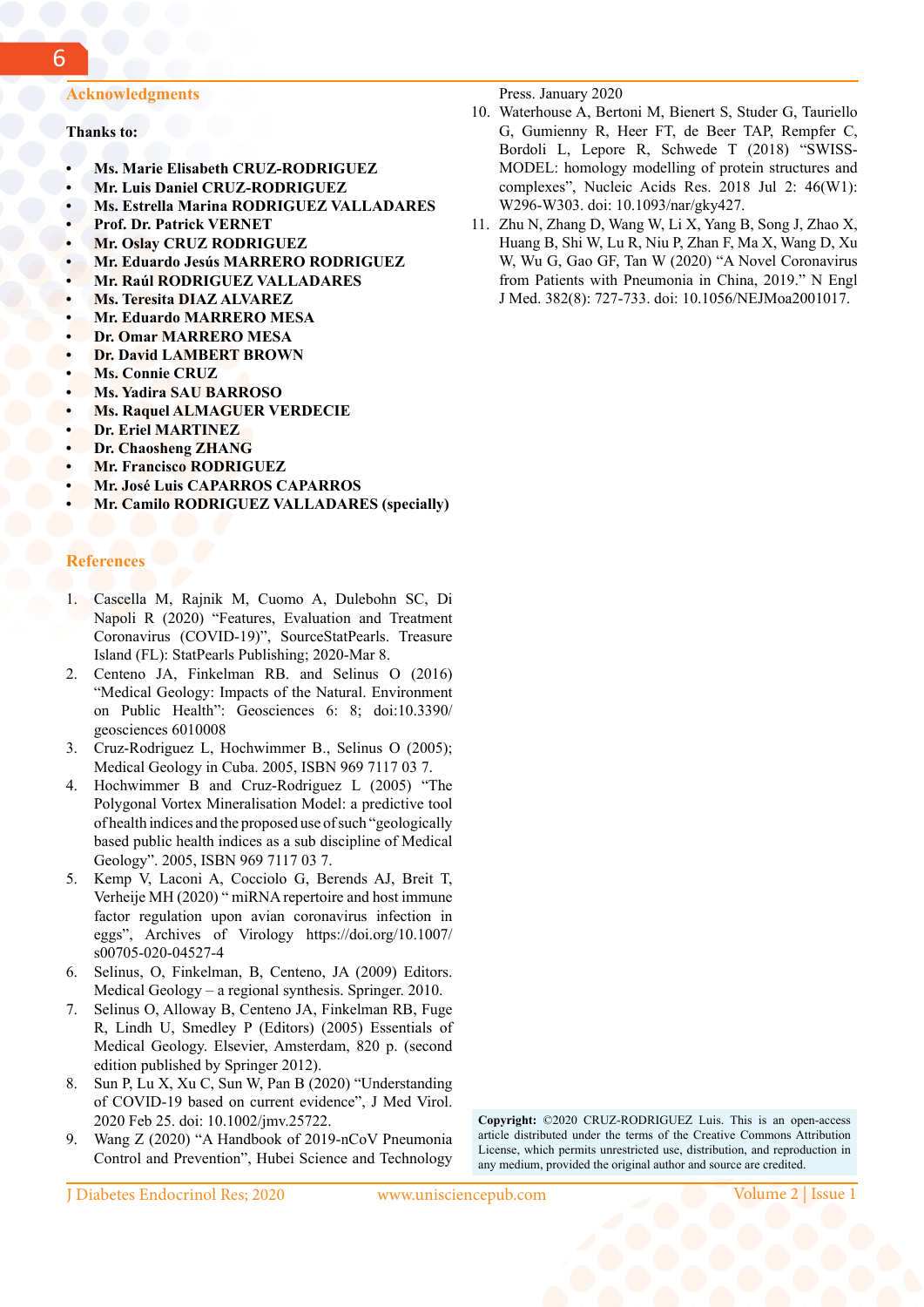## Acknowledgments

**Thanks to:**

- **Ms. Marie Elisabeth CRUZ-RODRIGUEZ**
- **Mr. Luis Daniel CRUZ-RODRIGUEZ**
- **Ms. Estrella Marina RODRIGUEZ VALLADARES**
- **Prof. Dr. Patrick VERNET**
- **Mr. Oslay CRUZ RODRIGUEZ**
- **Mr. Eduardo Jesús MARRERO RODRIGUEZ**
- **Mr. Raúl RODRIGUEZ VALLADARES**
- **Ms. Teresita DIAZ ALVAREZ**
- **Mr. Eduardo MARRERO MESA**
- **Dr. Omar MARRERO MESA**
- **Dr. David LAMBERT BROWN**
- **Ms. Connie CRUZ**
- **Ms. Yadira SAU BARROSO**
- **Ms. Raquel ALMAGUER VERDECIE**
- **Dr. Eriel MARTINEZ**
- **Dr. Chaosheng ZHANG**
- **Mr. Francisco RODRIGUEZ**
- **Mr. José Luis CAPARROS CAPARROS**
- **Mr. Camilo RODRIGUEZ VALLADARES (specially)**

## References

1. Cascella M, Rajnik M, Cuomo A, Dulebohn SC, Di Napoli R (2020) "Features, Evaluation and Treatment Coronavirus (COVID-19)", SourceStatPearls. Treasure Island (FL): StatPearls Publishing; 2020-Mar 8.
2. Centeno JA, Finkelman RB. and Selinus O (2016) "Medical Geology: Impacts of the Natural. Environment on Public Health": Geosciences 6: 8; doi:10.3390/geosciences 6010008
3. Cruz-Rodriguez L, Hochwimmer B., Selinus O (2005); Medical Geology in Cuba. 2005, ISBN 969 7117 03 7.
4. Hochwimmer B and Cruz-Rodriguez L (2005) "The Polygonal Vortex Mineralisation Model: a predictive tool of health indices and the proposed use of such "geologically based public health indices as a sub discipline of Medical Geology". 2005, ISBN 969 7117 03 7.
5. Kemp V, Laconi A, Cocciolo G, Berends AJ, Breit T, Verheije MH (2020) " miRNA repertoire and host immune factor regulation upon avian coronavirus infection in eggs", Archives of Virology https://doi.org/10.1007/s00705-020-04527-4
6. Selinus, O, Finkelman, B, Centeno, JA (2009) Editors. Medical Geology – a regional synthesis. Springer. 2010.
7. Selinus O, Alloway B, Centeno JA, Finkelman RB, Fuge R, Lindh U, Smedley P (Editors) (2005) Essentials of Medical Geology. Elsevier, Amsterdam, 820 p. (second edition published by Springer 2012).
8. Sun P, Lu X, Xu C, Sun W, Pan B (2020) "Understanding of COVID-19 based on current evidence", J Med Virol. 2020 Feb 25. doi: 10.1002/jmv.25722.
9. Wang Z (2020) "A Handbook of 2019-nCoV Pneumonia Control and Prevention", Hubei Science and Technology Press. January 2020
10. Waterhouse A, Bertoni M, Bienert S, Studer G, Tauriello G, Gumienny R, Heer FT, de Beer TAP, Rempfer C, Bordoli L, Lepore R, Schwede T (2018) "SWISS-MODEL: homology modelling of protein structures and complexes", Nucleic Acids Res. 2018 Jul 2: 46(W1): W296-W303. doi: 10.1093/nar/gky427.
11. Zhu N, Zhang D, Wang W, Li X, Yang B, Song J, Zhao X, Huang B, Shi W, Lu R, Niu P, Zhan F, Ma X, Wang D, Xu W, Wu G, Gao GF, Tan W (2020) "A Novel Coronavirus from Patients with Pneumonia in China, 2019." N Engl J Med. 382(8): 727-733. doi: 10.1056/NEJMoa2001017.

**Copyright:** ©2020 CRUZ-RODRIGUEZ Luis. This is an open-access article distributed under the terms of the Creative Commons Attribution License, which permits unrestricted use, distribution, and reproduction in any medium, provided the original author and source are credited.